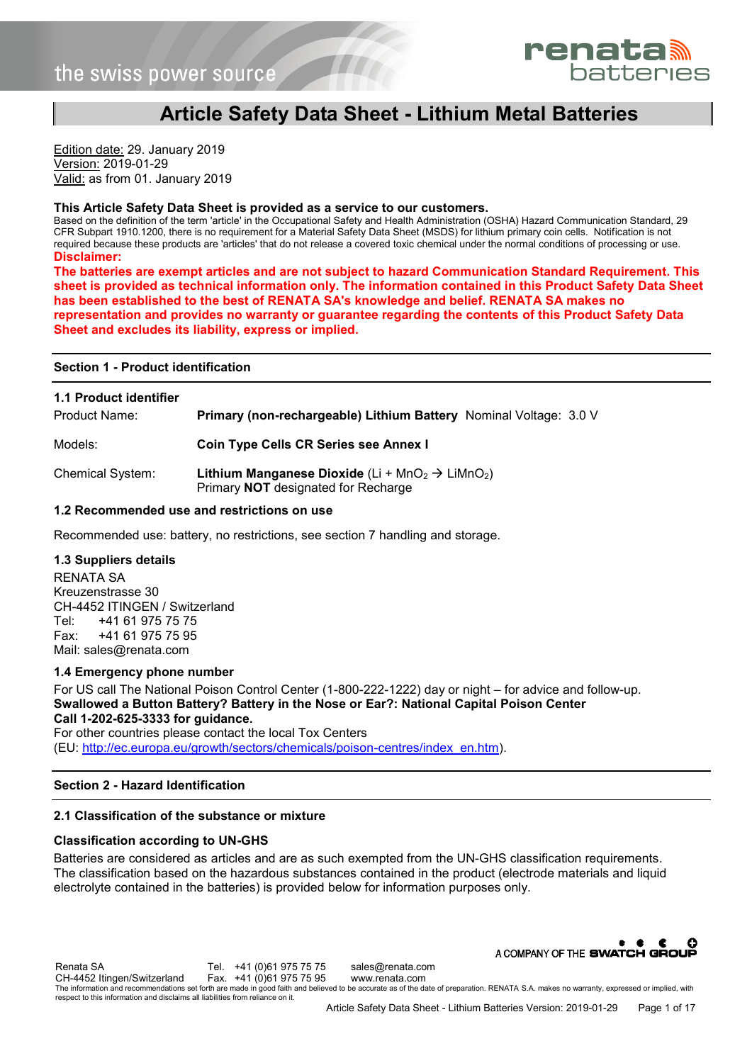# Article Safety Data Sheet - Lithium Metal Batteries

Edition date: 29. January 2019
Version: 2019-01-29
Valid: as from 01. January 2019

**This Article Safety Data Sheet is provided as a service to our customers.**
Based on the definition of the term 'article' in the Occupational Safety and Health Administration (OSHA) Hazard Communication Standard, 29 CFR Subpart 1910.1200, there is no requirement for a Material Safety Data Sheet (MSDS) for lithium primary coin cells. Notification is not required because these products are 'articles' that do not release a covered toxic chemical under the normal conditions of processing or use.

**Disclaimer:**

**The batteries are exempt articles and are not subject to hazard Communication Standard Requirement. This sheet is provided as technical information only. The information contained in this Product Safety Data Sheet has been established to the best of RENATA SA's knowledge and belief. RENATA SA makes no representation and provides no warranty or guarantee regarding the contents of this Product Safety Data Sheet and excludes its liability, express or implied.**

## Section 1 - Product identification

### 1.1 Product identifier

Product Name: **Primary (non-rechargeable) Lithium Battery** Nominal Voltage: 3.0 V

Models: **Coin Type Cells CR Series see Annex I**

Chemical System: **Lithium Manganese Dioxide** (Li + $MnO_2$ → $LiMnO_2$)
Primary **NOT** designated for Recharge

### 1.2 Recommended use and restrictions on use

Recommended use: battery, no restrictions, see section 7 handling and storage.

### 1.3 Suppliers details

RENATA SA
Kreuzenstrasse 30
CH-4452 ITINGEN / Switzerland
Tel: +41 61 975 75 75
Fax: +41 61 975 75 95
Mail: sales@renata.com

### 1.4 Emergency phone number

For US call The National Poison Control Center (1-800-222-1222) day or night – for advice and follow-up.
**Swallowed a Button Battery? Battery in the Nose or Ear?: National Capital Poison Center**
**Call 1-202-625-3333 for guidance.**
For other countries please contact the local Tox Centers
(EU: http://ec.europa.eu/growth/sectors/chemicals/poison-centres/index_en.htm).

## Section 2 - Hazard Identification

### 2.1 Classification of the substance or mixture

**Classification according to UN-GHS**

Batteries are considered as articles and are as such exempted from the UN-GHS classification requirements. The classification based on the hazardous substances contained in the product (electrode materials and liquid electrolyte contained in the batteries) is provided below for information purposes only.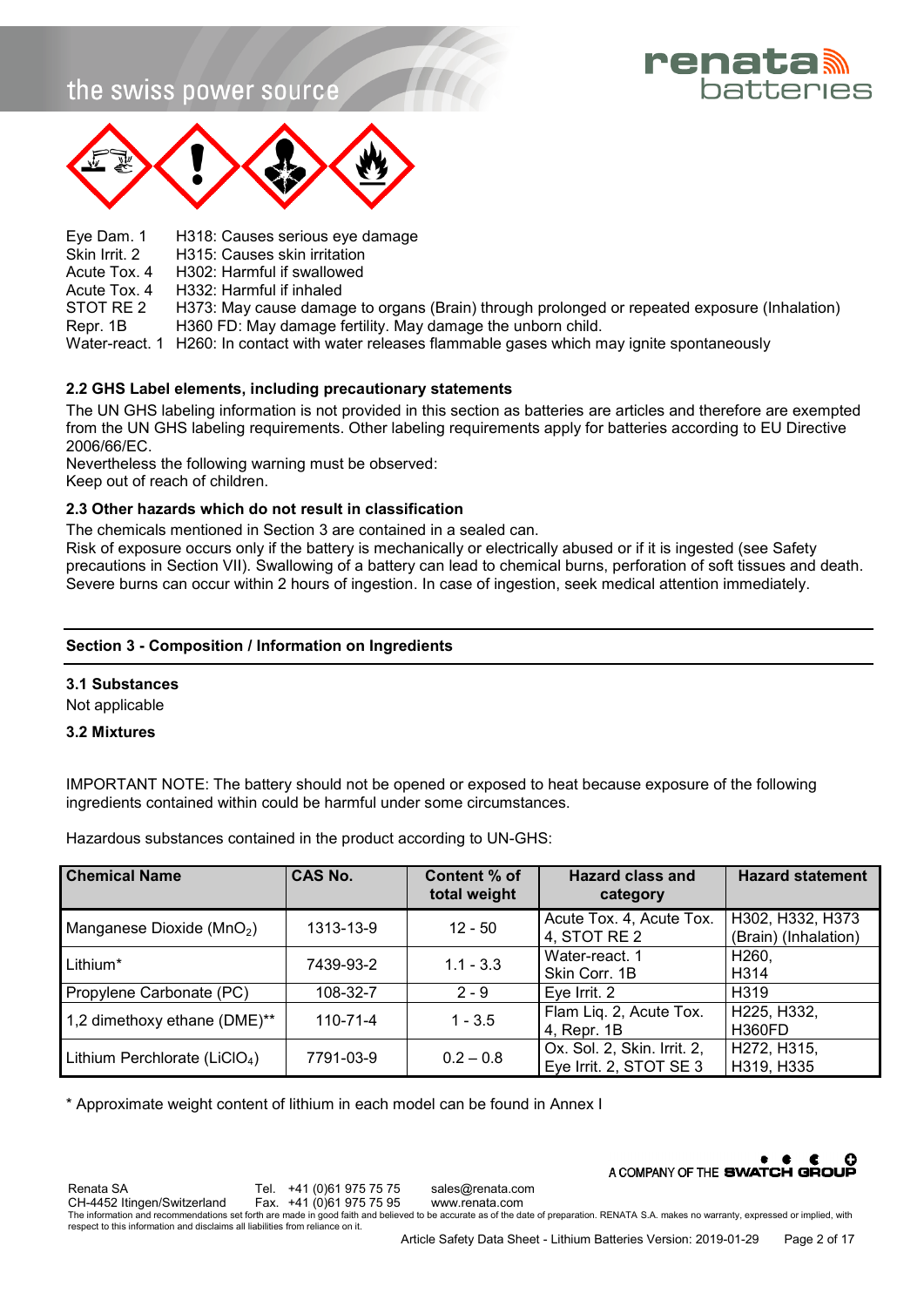| | |
|---|---|
| Eye Dam. 1 | H318: Causes serious eye damage |
| Skin Irrit. 2 | H315: Causes skin irritation |
| Acute Tox. 4 | H302: Harmful if swallowed |
| Acute Tox. 4 | H332: Harmful if inhaled |
| STOT RE 2 | H373: May cause damage to organs (Brain) through prolonged or repeated exposure (Inhalation) |
| Repr. 1B | H360 FD: May damage fertility. May damage the unborn child. |
| Water-react. 1 | H260: In contact with water releases flammable gases which may ignite spontaneously |

### 2.2 GHS Label elements, including precautionary statements

The UN GHS labeling information is not provided in this section as batteries are articles and therefore are exempted from the UN GHS labeling requirements. Other labeling requirements apply for batteries according to EU Directive 2006/66/EC.

Nevertheless the following warning must be observed:

Keep out of reach of children.

### 2.3 Other hazards which do not result in classification

The chemicals mentioned in Section 3 are contained in a sealed can.

Risk of exposure occurs only if the battery is mechanically or electrically abused or if it is ingested (see Safety precautions in Section VII). Swallowing of a battery can lead to chemical burns, perforation of soft tissues and death. Severe burns can occur within 2 hours of ingestion. In case of ingestion, seek medical attention immediately.

## Section 3 - Composition / Information on Ingredients

### 3.1 Substances

Not applicable

### 3.2 Mixtures

IMPORTANT NOTE: The battery should not be opened or exposed to heat because exposure of the following ingredients contained within could be harmful under some circumstances.

Hazardous substances contained in the product according to UN-GHS:

| Chemical Name | CAS No. | Content % of total weight | Hazard class and category | Hazard statement |
|---|---|---|---|---|
| Manganese Dioxide ($MnO_2$) | 1313-13-9 | 12 - 50 | Acute Tox. 4, Acute Tox. 4, STOT RE 2 | H302, H332, H373 (Brain) (Inhalation) |
| Lithium* | 7439-93-2 | 1.1 - 3.3 | Water-react. 1 Skin Corr. 1B | H260, H314 |
| Propylene Carbonate (PC) | 108-32-7 | 2 - 9 | Eye Irrit. 2 | H319 |
| 1,2 dimethoxy ethane (DME)** | 110-71-4 | 1 - 3.5 | Flam Liq. 2, Acute Tox. 4, Repr. 1B | H225, H332, H360FD |
| Lithium Perchlorate ($LiClO_4$) | 7791-03-9 | 0.2 – 0.8 | Ox. Sol. 2, Skin. Irrit. 2, Eye Irrit. 2, STOT SE 3 | H272, H315, H319, H335 |

* Approximate weight content of lithium in each model can be found in Annex I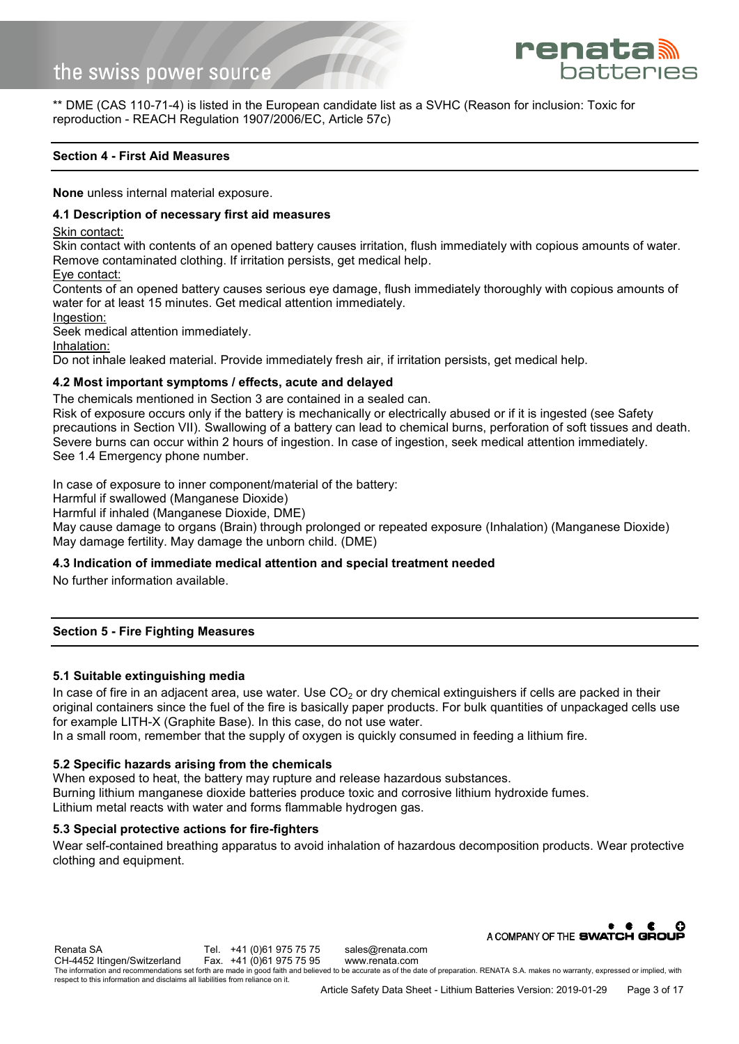** DME (CAS 110-71-4) is listed in the European candidate list as a SVHC (Reason for inclusion: Toxic for reproduction - REACH Regulation 1907/2006/EC, Article 57c)

## Section 4 - First Aid Measures

**None** unless internal material exposure.

### 4.1 Description of necessary first aid measures

Skin contact:
Skin contact with contents of an opened battery causes irritation, flush immediately with copious amounts of water. Remove contaminated clothing. If irritation persists, get medical help.
Eye contact:
Contents of an opened battery causes serious eye damage, flush immediately thoroughly with copious amounts of water for at least 15 minutes. Get medical attention immediately.
Ingestion:
Seek medical attention immediately.
Inhalation:
Do not inhale leaked material. Provide immediately fresh air, if irritation persists, get medical help.

### 4.2 Most important symptoms / effects, acute and delayed

The chemicals mentioned in Section 3 are contained in a sealed can.
Risk of exposure occurs only if the battery is mechanically or electrically abused or if it is ingested (see Safety precautions in Section VII). Swallowing of a battery can lead to chemical burns, perforation of soft tissues and death. Severe burns can occur within 2 hours of ingestion. In case of ingestion, seek medical attention immediately.
See 1.4 Emergency phone number.

In case of exposure to inner component/material of the battery:
Harmful if swallowed (Manganese Dioxide)
Harmful if inhaled (Manganese Dioxide, DME)
May cause damage to organs (Brain) through prolonged or repeated exposure (Inhalation) (Manganese Dioxide)
May damage fertility. May damage the unborn child. (DME)

### 4.3 Indication of immediate medical attention and special treatment needed

No further information available.

## Section 5 - Fire Fighting Measures

### 5.1 Suitable extinguishing media

In case of fire in an adjacent area, use water. Use $CO_2$ or dry chemical extinguishers if cells are packed in their original containers since the fuel of the fire is basically paper products. For bulk quantities of unpackaged cells use for example LITH-X (Graphite Base). In this case, do not use water.
In a small room, remember that the supply of oxygen is quickly consumed in feeding a lithium fire.

### 5.2 Specific hazards arising from the chemicals

When exposed to heat, the battery may rupture and release hazardous substances.
Burning lithium manganese dioxide batteries produce toxic and corrosive lithium hydroxide fumes.
Lithium metal reacts with water and forms flammable hydrogen gas.

### 5.3 Special protective actions for fire-fighters

Wear self-contained breathing apparatus to avoid inhalation of hazardous decomposition products. Wear protective clothing and equipment.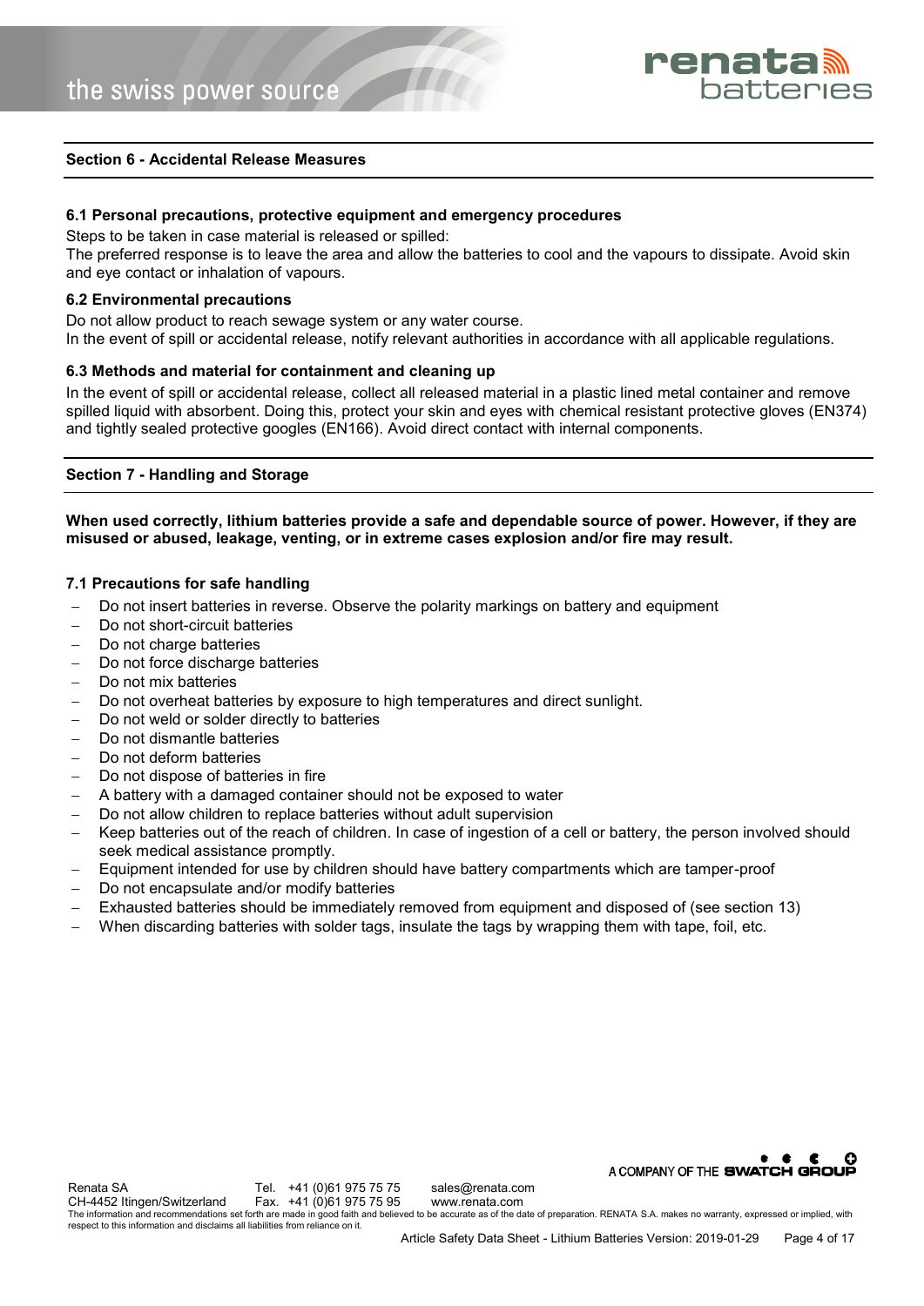## Section 6 - Accidental Release Measures

### 6.1 Personal precautions, protective equipment and emergency procedures

Steps to be taken in case material is released or spilled:
The preferred response is to leave the area and allow the batteries to cool and the vapours to dissipate. Avoid skin and eye contact or inhalation of vapours.

### 6.2 Environmental precautions

Do not allow product to reach sewage system or any water course.
In the event of spill or accidental release, notify relevant authorities in accordance with all applicable regulations.

### 6.3 Methods and material for containment and cleaning up

In the event of spill or accidental release, collect all released material in a plastic lined metal container and remove spilled liquid with absorbent. Doing this, protect your skin and eyes with chemical resistant protective gloves (EN374) and tightly sealed protective googles (EN166). Avoid direct contact with internal components.

## Section 7 - Handling and Storage

**When used correctly, lithium batteries provide a safe and dependable source of power. However, if they are misused or abused, leakage, venting, or in extreme cases explosion and/or fire may result.**

### 7.1 Precautions for safe handling

- Do not insert batteries in reverse. Observe the polarity markings on battery and equipment
- Do not short-circuit batteries
- Do not charge batteries
- Do not force discharge batteries
- Do not mix batteries
- Do not overheat batteries by exposure to high temperatures and direct sunlight.
- Do not weld or solder directly to batteries
- Do not dismantle batteries
- Do not deform batteries
- Do not dispose of batteries in fire
- A battery with a damaged container should not be exposed to water
- Do not allow children to replace batteries without adult supervision
- Keep batteries out of the reach of children. In case of ingestion of a cell or battery, the person involved should seek medical assistance promptly.
- Equipment intended for use by children should have battery compartments which are tamper-proof
- Do not encapsulate and/or modify batteries
- Exhausted batteries should be immediately removed from equipment and disposed of (see section 13)
- When discarding batteries with solder tags, insulate the tags by wrapping them with tape, foil, etc.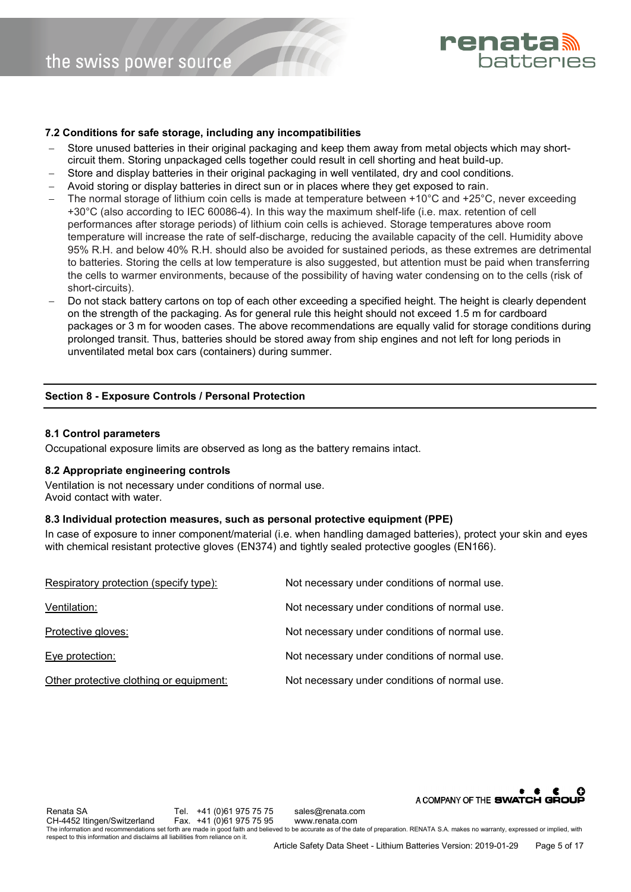### 7.2 Conditions for safe storage, including any incompatibilities

- Store unused batteries in their original packaging and keep them away from metal objects which may short-circuit them. Storing unpackaged cells together could result in cell shorting and heat build-up.
- Store and display batteries in their original packaging in well ventilated, dry and cool conditions.
- Avoid storing or display batteries in direct sun or in places where they get exposed to rain.
- The normal storage of lithium coin cells is made at temperature between +10°C and +25°C, never exceeding +30°C (also according to IEC 60086-4). In this way the maximum shelf-life (i.e. max. retention of cell performances after storage periods) of lithium coin cells is achieved. Storage temperatures above room temperature will increase the rate of self-discharge, reducing the available capacity of the cell. Humidity above 95% R.H. and below 40% R.H. should also be avoided for sustained periods, as these extremes are detrimental to batteries. Storing the cells at low temperature is also suggested, but attention must be paid when transferring the cells to warmer environments, because of the possibility of having water condensing on to the cells (risk of short-circuits).
- Do not stack battery cartons on top of each other exceeding a specified height. The height is clearly dependent on the strength of the packaging. As for general rule this height should not exceed 1.5 m for cardboard packages or 3 m for wooden cases. The above recommendations are equally valid for storage conditions during prolonged transit. Thus, batteries should be stored away from ship engines and not left for long periods in unventilated metal box cars (containers) during summer.

## Section 8 - Exposure Controls / Personal Protection

### 8.1 Control parameters

Occupational exposure limits are observed as long as the battery remains intact.

### 8.2 Appropriate engineering controls

Ventilation is not necessary under conditions of normal use.
Avoid contact with water.

### 8.3 Individual protection measures, such as personal protective equipment (PPE)

In case of exposure to inner component/material (i.e. when handling damaged batteries), protect your skin and eyes with chemical resistant protective gloves (EN374) and tightly sealed protective googles (EN166).

| | |
|---|---|
| Respiratory protection (specify type): | Not necessary under conditions of normal use. |
| Ventilation: | Not necessary under conditions of normal use. |
| Protective gloves: | Not necessary under conditions of normal use. |
| Eye protection: | Not necessary under conditions of normal use. |
| Other protective clothing or equipment: | Not necessary under conditions of normal use. |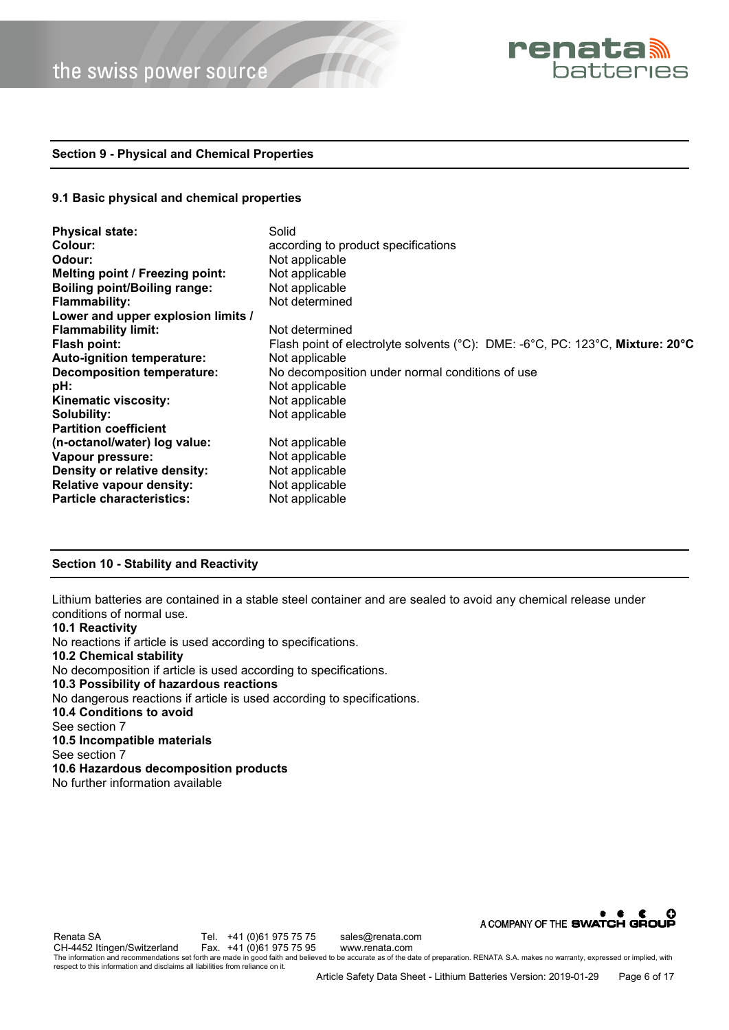## Section 9 - Physical and Chemical Properties

### 9.1 Basic physical and chemical properties

| | |
|---|---|
| **Physical state:** | Solid |
| **Colour:** | according to product specifications |
| **Odour:** | Not applicable |
| **Melting point / Freezing point:** | Not applicable |
| **Boiling point/Boiling range:** | Not applicable |
| **Flammability:** | Not determined |
| **Lower and upper explosion limits / Flammability limit:** | Not determined |
| **Flash point:** | Flash point of electrolyte solvents (°C): DME: -6°C, PC: 123°C, **Mixture: 20°C** |
| **Auto-ignition temperature:** | Not applicable |
| **Decomposition temperature:** | No decomposition under normal conditions of use |
| **pH:** | Not applicable |
| **Kinematic viscosity:** | Not applicable |
| **Solubility:** | Not applicable |
| **Partition coefficient (n-octanol/water) log value:** | Not applicable |
| **Vapour pressure:** | Not applicable |
| **Density or relative density:** | Not applicable |
| **Relative vapour density:** | Not applicable |
| **Particle characteristics:** | Not applicable |

## Section 10 - Stability and Reactivity

Lithium batteries are contained in a stable steel container and are sealed to avoid any chemical release under conditions of normal use.

**10.1 Reactivity**

No reactions if article is used according to specifications.

**10.2 Chemical stability**

No decomposition if article is used according to specifications.

**10.3 Possibility of hazardous reactions**

No dangerous reactions if article is used according to specifications.

**10.4 Conditions to avoid**

See section 7

**10.5 Incompatible materials**

See section 7

**10.6 Hazardous decomposition products**

No further information available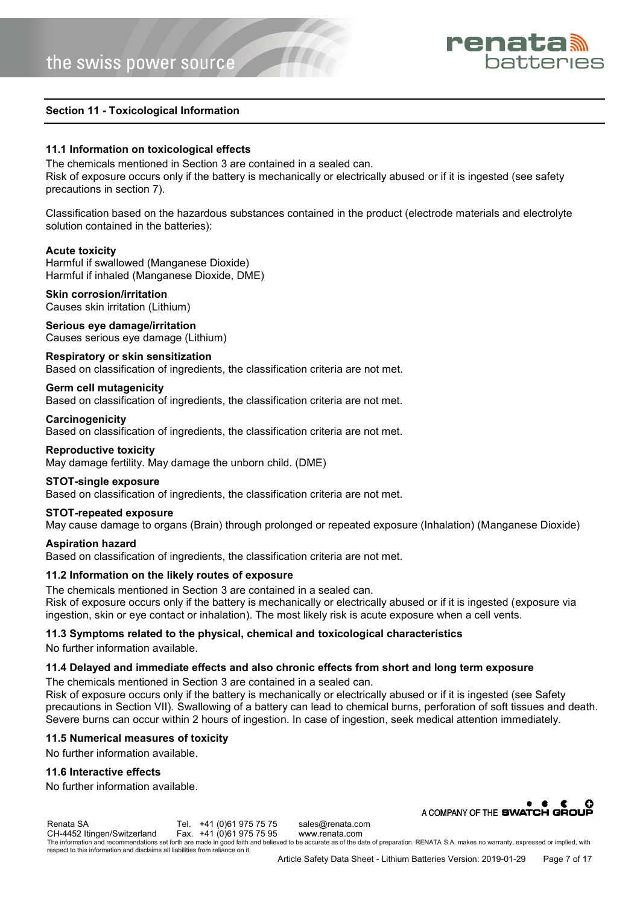## Section 11 - Toxicological Information

### 11.1 Information on toxicological effects

The chemicals mentioned in Section 3 are contained in a sealed can.
Risk of exposure occurs only if the battery is mechanically or electrically abused or if it is ingested (see safety precautions in section 7).

Classification based on the hazardous substances contained in the product (electrode materials and electrolyte solution contained in the batteries):

**Acute toxicity**
Harmful if swallowed (Manganese Dioxide)
Harmful if inhaled (Manganese Dioxide, DME)

**Skin corrosion/irritation**
Causes skin irritation (Lithium)

**Serious eye damage/irritation**
Causes serious eye damage (Lithium)

**Respiratory or skin sensitization**
Based on classification of ingredients, the classification criteria are not met.

**Germ cell mutagenicity**
Based on classification of ingredients, the classification criteria are not met.

**Carcinogenicity**
Based on classification of ingredients, the classification criteria are not met.

**Reproductive toxicity**
May damage fertility. May damage the unborn child. (DME)

**STOT-single exposure**
Based on classification of ingredients, the classification criteria are not met.

**STOT-repeated exposure**
May cause damage to organs (Brain) through prolonged or repeated exposure (Inhalation) (Manganese Dioxide)

**Aspiration hazard**
Based on classification of ingredients, the classification criteria are not met.

### 11.2 Information on the likely routes of exposure

The chemicals mentioned in Section 3 are contained in a sealed can.
Risk of exposure occurs only if the battery is mechanically or electrically abused or if it is ingested (exposure via ingestion, skin or eye contact or inhalation). The most likely risk is acute exposure when a cell vents.

### 11.3 Symptoms related to the physical, chemical and toxicological characteristics

No further information available.

### 11.4 Delayed and immediate effects and also chronic effects from short and long term exposure

The chemicals mentioned in Section 3 are contained in a sealed can.
Risk of exposure occurs only if the battery is mechanically or electrically abused or if it is ingested (see Safety precautions in Section VII). Swallowing of a battery can lead to chemical burns, perforation of soft tissues and death. Severe burns can occur within 2 hours of ingestion. In case of ingestion, seek medical attention immediately.

### 11.5 Numerical measures of toxicity

No further information available.

### 11.6 Interactive effects

No further information available.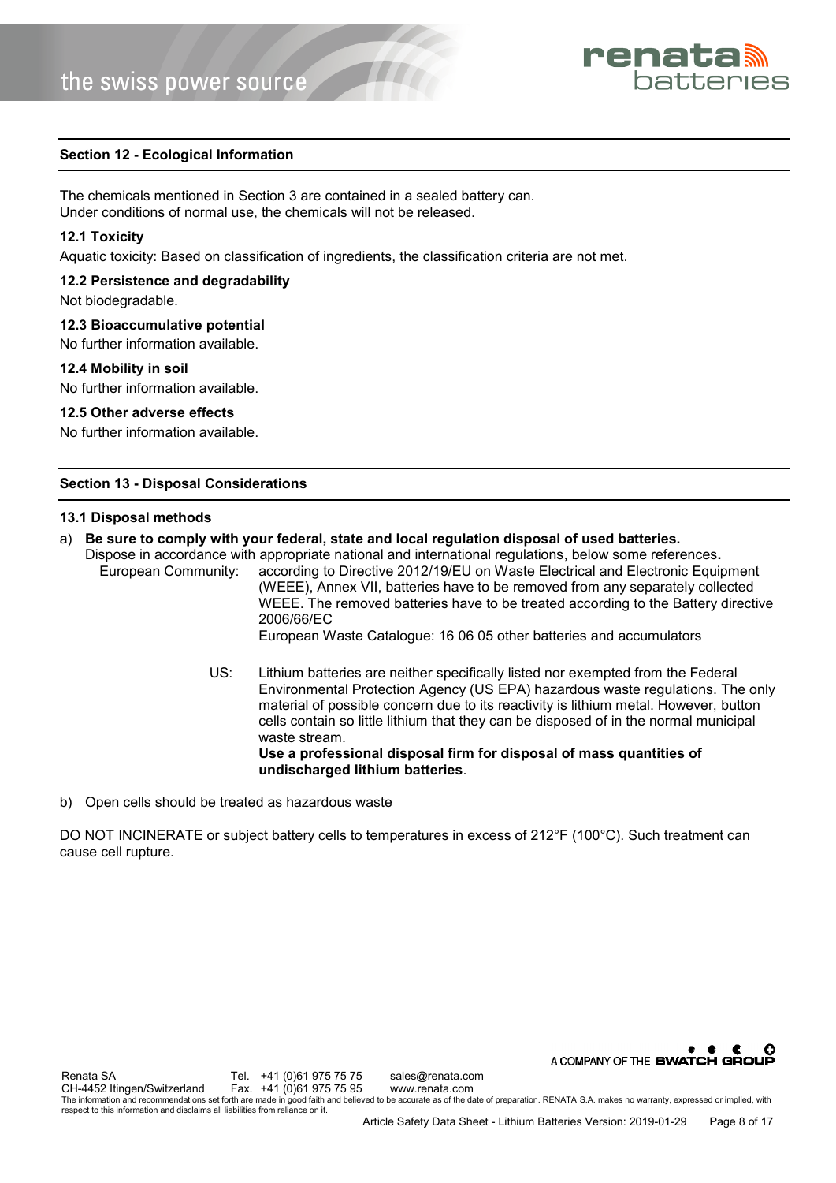## Section 12 - Ecological Information

The chemicals mentioned in Section 3 are contained in a sealed battery can.
Under conditions of normal use, the chemicals will not be released.

### 12.1 Toxicity

Aquatic toxicity: Based on classification of ingredients, the classification criteria are not met.

### 12.2 Persistence and degradability

Not biodegradable.

### 12.3 Bioaccumulative potential

No further information available.

### 12.4 Mobility in soil

No further information available.

### 12.5 Other adverse effects

No further information available.

## Section 13 - Disposal Considerations

### 13.1 Disposal methods

a) **Be sure to comply with your federal, state and local regulation disposal of used batteries.**
Dispose in accordance with appropriate national and international regulations, below some references**.**

European Community: according to Directive 2012/19/EU on Waste Electrical and Electronic Equipment (WEEE), Annex VII, batteries have to be removed from any separately collected WEEE. The removed batteries have to be treated according to the Battery directive 2006/66/EC
European Waste Catalogue: 16 06 05 other batteries and accumulators

US: Lithium batteries are neither specifically listed nor exempted from the Federal Environmental Protection Agency (US EPA) hazardous waste regulations. The only material of possible concern due to its reactivity is lithium metal. However, button cells contain so little lithium that they can be disposed of in the normal municipal waste stream.
**Use a professional disposal firm for disposal of mass quantities of undischarged lithium batteries**.

b) Open cells should be treated as hazardous waste

DO NOT INCINERATE or subject battery cells to temperatures in excess of 212°F (100°C). Such treatment can cause cell rupture.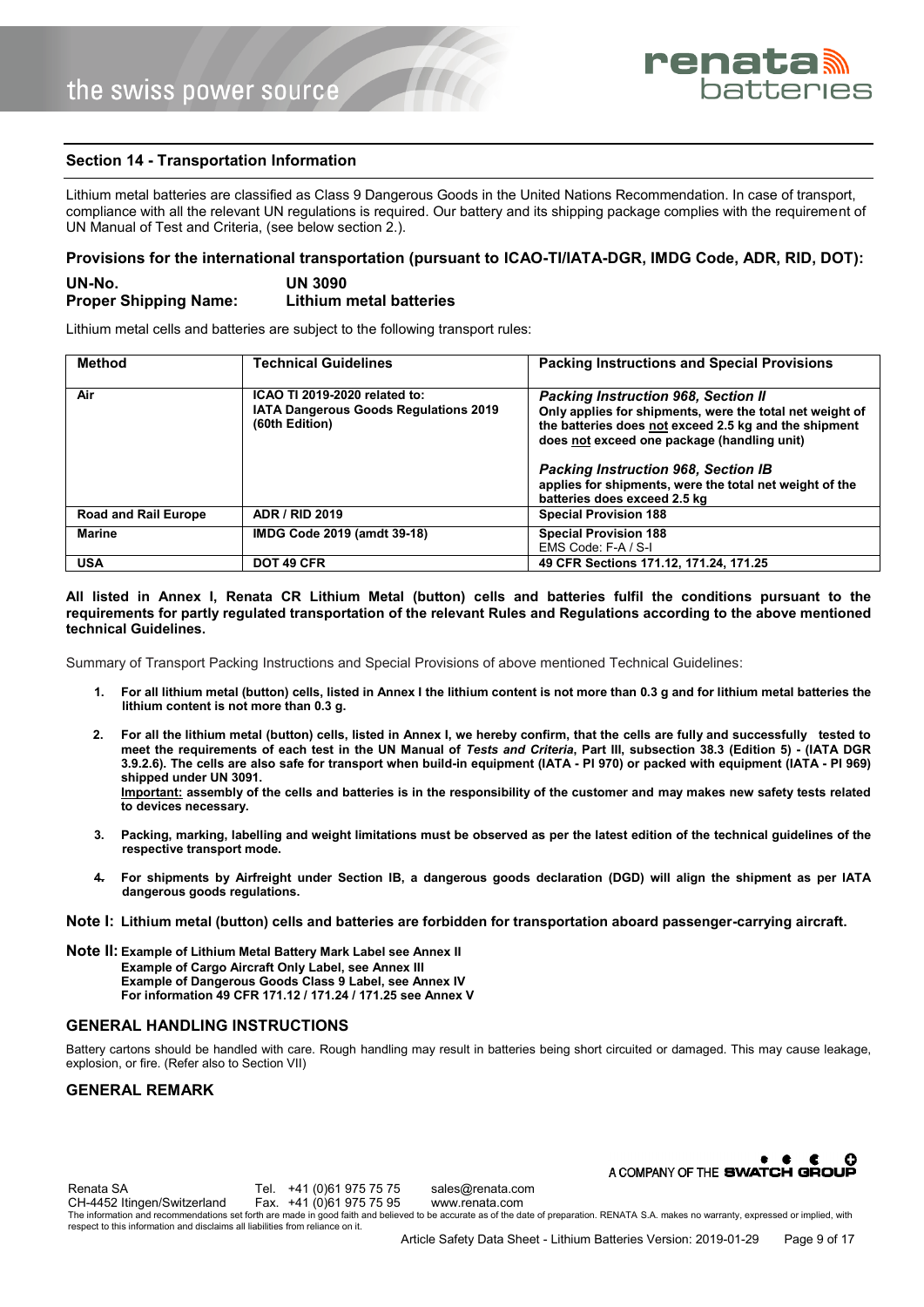## Section 14 - Transportation Information

Lithium metal batteries are classified as Class 9 Dangerous Goods in the United Nations Recommendation. In case of transport, compliance with all the relevant UN regulations is required. Our battery and its shipping package complies with the requirement of UN Manual of Test and Criteria, (see below section 2.).

### Provisions for the international transportation (pursuant to ICAO-TI/IATA-DGR, IMDG Code, ADR, RID, DOT):

**UN-No.** **UN 3090**
**Proper Shipping Name:** **Lithium metal batteries**

Lithium metal cells and batteries are subject to the following transport rules:

| Method | Technical Guidelines | Packing Instructions and Special Provisions |
|---|---|---|
| **Air** | **ICAO TI 2019-2020 related to: IATA Dangerous Goods Regulations 2019 (60th Edition)** | ***Packing Instruction 968, Section II*** **Only applies for shipments, were the total net weight of the batteries does not exceed 2.5 kg and the shipment does not exceed one package (handling unit)** ***Packing Instruction 968, Section IB*** **applies for shipments, were the total net weight of the batteries does exceed 2.5 kg** |
| **Road and Rail Europe** | **ADR / RID 2019** | **Special Provision 188** |
| **Marine** | **IMDG Code 2019 (amdt 39-18)** | **Special Provision 188** EMS Code: F-A / S-I |
| **USA** | **DOT 49 CFR** | **49 CFR Sections 171.12, 171.24, 171.25** |

**All listed in Annex I, Renata CR Lithium Metal (button) cells and batteries fulfil the conditions pursuant to the requirements for partly regulated transportation of the relevant Rules and Regulations according to the above mentioned technical Guidelines.**

Summary of Transport Packing Instructions and Special Provisions of above mentioned Technical Guidelines:

1. **For all lithium metal (button) cells, listed in Annex I the lithium content is not more than 0.3 g and for lithium metal batteries the lithium content is not more than 0.3 g.**

2. **For all the lithium metal (button) cells, listed in Annex I, we hereby confirm, that the cells are fully and successfully tested to meet the requirements of each test in the UN Manual of *Tests and Criteria*, Part III, subsection 38.3 (Edition 5) - (IATA DGR 3.9.2.6). The cells are also safe for transport when build-in equipment (IATA - PI 970) or packed with equipment (IATA - PI 969) shipped under UN 3091.**
   **Important: assembly of the cells and batteries is in the responsibility of the customer and may makes new safety tests related to devices necessary.**

3. **Packing, marking, labelling and weight limitations must be observed as per the latest edition of the technical guidelines of the respective transport mode.**

4. **For shipments by Airfreight under Section IB, a dangerous goods declaration (DGD) will align the shipment as per IATA dangerous goods regulations.**

**Note I: Lithium metal (button) cells and batteries are forbidden for transportation aboard passenger-carrying aircraft.**

**Note II: Example of Lithium Metal Battery Mark Label see Annex II**
**Example of Cargo Aircraft Only Label, see Annex III**
**Example of Dangerous Goods Class 9 Label, see Annex IV**
**For information 49 CFR 171.12 / 171.24 / 171.25 see Annex V**

### GENERAL HANDLING INSTRUCTIONS

Battery cartons should be handled with care. Rough handling may result in batteries being short circuited or damaged. This may cause leakage, explosion, or fire. (Refer also to Section VII)

### GENERAL REMARK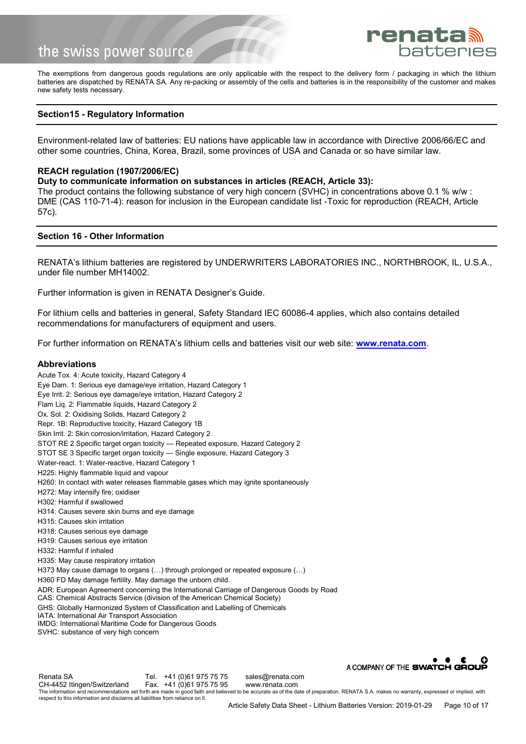The exemptions from dangerous goods regulations are only applicable with the respect to the delivery form / packaging in which the lithium batteries are dispatched by RENATA SA. Any re-packing or assembly of the cells and batteries is in the responsibility of the customer and makes new safety tests necessary.

## Section15 - Regulatory Information

Environment-related law of batteries: EU nations have applicable law in accordance with Directive 2006/66/EC and other some countries, China, Korea, Brazil, some provinces of USA and Canada or so have similar law.

**REACH regulation (1907/2006/EC)**

**Duty to communicate information on substances in articles (REACH, Article 33):**

The product contains the following substance of very high concern (SVHC) in concentrations above 0.1 % w/w : DME (CAS 110-71-4): reason for inclusion in the European candidate list -Toxic for reproduction (REACH, Article 57c).

## Section 16 - Other Information

RENATA's lithium batteries are registered by UNDERWRITERS LABORATORIES INC., NORTHBROOK, IL, U.S.A., under file number MH14002.

Further information is given in RENATA Designer's Guide.

For lithium cells and batteries in general, Safety Standard IEC 60086-4 applies, which also contains detailed recommendations for manufacturers of equipment and users.

For further information on RENATA's lithium cells and batteries visit our web site: **www.renata.com**.

### Abbreviations

Acute Tox. 4: Acute toxicity, Hazard Category 4
Eye Dam. 1: Serious eye damage/eye irritation, Hazard Category 1
Eye Irrit. 2: Serious eye damage/eye irritation, Hazard Category 2
Flam Liq. 2: Flammable liquids, Hazard Category 2
Ox. Sol. 2: Oxidising Solids, Hazard Category 2
Repr. 1B: Reproductive toxicity, Hazard Category 1B
Skin Irrit. 2: Skin corrosion/irritation, Hazard Category 2
STOT RE 2 Specific target organ toxicity — Repeated exposure, Hazard Category 2
STOT SE 3 Specific target organ toxicity — Single exposure, Hazard Category 3
Water-react. 1: Water-reactive, Hazard Category 1
H225: Highly flammable liquid and vapour
H260: In contact with water releases flammable gases which may ignite spontaneously
H272: May intensify fire; oxidiser
H302: Harmful if swallowed
H314: Causes severe skin burns and eye damage
H315: Causes skin irritation
H318: Causes serious eye damage
H319: Causes serious eye irritation
H332: Harmful if inhaled
H335: May cause respiratory irritation
H373 May cause damage to organs (…) through prolonged or repeated exposure (…)
H360 FD May damage fertility. May damage the unborn child.
ADR: European Agreement concerning the International Carriage of Dangerous Goods by Road
CAS: Chemical Abstracts Service (division of the American Chemical Society)
GHS: Globally Harmonized System of Classification and Labelling of Chemicals
IATA: International Air Transport Association
IMDG: International Maritime Code for Dangerous Goods
SVHC: substance of very high concern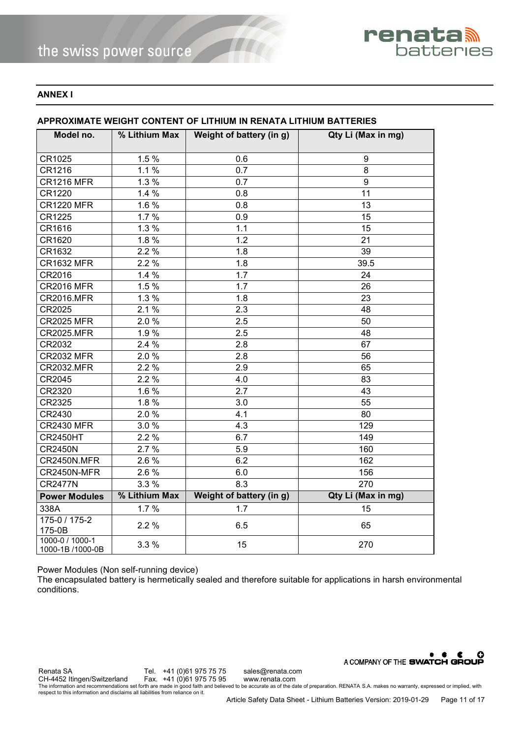**ANNEX I**

**APPROXIMATE WEIGHT CONTENT OF LITHIUM IN RENATA LITHIUM BATTERIES**

| Model no. | % Lithium Max | Weight of battery (in g) | Qty Li (Max in mg) |
|---|---|---|---|
| CR1025 | 1.5 % | 0.6 | 9 |
| CR1216 | 1.1 % | 0.7 | 8 |
| CR1216 MFR | 1.3 % | 0.7 | 9 |
| CR1220 | 1.4 % | 0.8 | 11 |
| CR1220 MFR | 1.6 % | 0.8 | 13 |
| CR1225 | 1.7 % | 0.9 | 15 |
| CR1616 | 1.3 % | 1.1 | 15 |
| CR1620 | 1.8 % | 1.2 | 21 |
| CR1632 | 2.2 % | 1.8 | 39 |
| CR1632 MFR | 2.2 % | 1.8 | 39.5 |
| CR2016 | 1.4 % | 1.7 | 24 |
| CR2016 MFR | 1.5 % | 1.7 | 26 |
| CR2016.MFR | 1.3 % | 1.8 | 23 |
| CR2025 | 2.1 % | 2.3 | 48 |
| CR2025 MFR | 2.0 % | 2.5 | 50 |
| CR2025.MFR | 1.9 % | 2.5 | 48 |
| CR2032 | 2.4 % | 2.8 | 67 |
| CR2032 MFR | 2.0 % | 2.8 | 56 |
| CR2032.MFR | 2.2 % | 2.9 | 65 |
| CR2045 | 2.2 % | 4.0 | 83 |
| CR2320 | 1.6 % | 2.7 | 43 |
| CR2325 | 1.8 % | 3.0 | 55 |
| CR2430 | 2.0 % | 4.1 | 80 |
| CR2430 MFR | 3.0 % | 4.3 | 129 |
| CR2450HT | 2.2 % | 6.7 | 149 |
| CR2450N | 2.7 % | 5.9 | 160 |
| CR2450N.MFR | 2.6 % | 6.2 | 162 |
| CR2450N-MFR | 2.6 % | 6.0 | 156 |
| CR2477N | 3.3 % | 8.3 | 270 |
| **Power Modules** | **% Lithium Max** | **Weight of battery (in g)** | **Qty Li (Max in mg)** |
| 338A | 1.7 % | 1.7 | 15 |
| 175-0 / 175-2 175-0B | 2.2 % | 6.5 | 65 |
| 1000-0 / 1000-1 1000-1B /1000-0B | 3.3 % | 15 | 270 |

Power Modules (Non self-running device)
The encapsulated battery is hermetically sealed and therefore suitable for applications in harsh environmental conditions.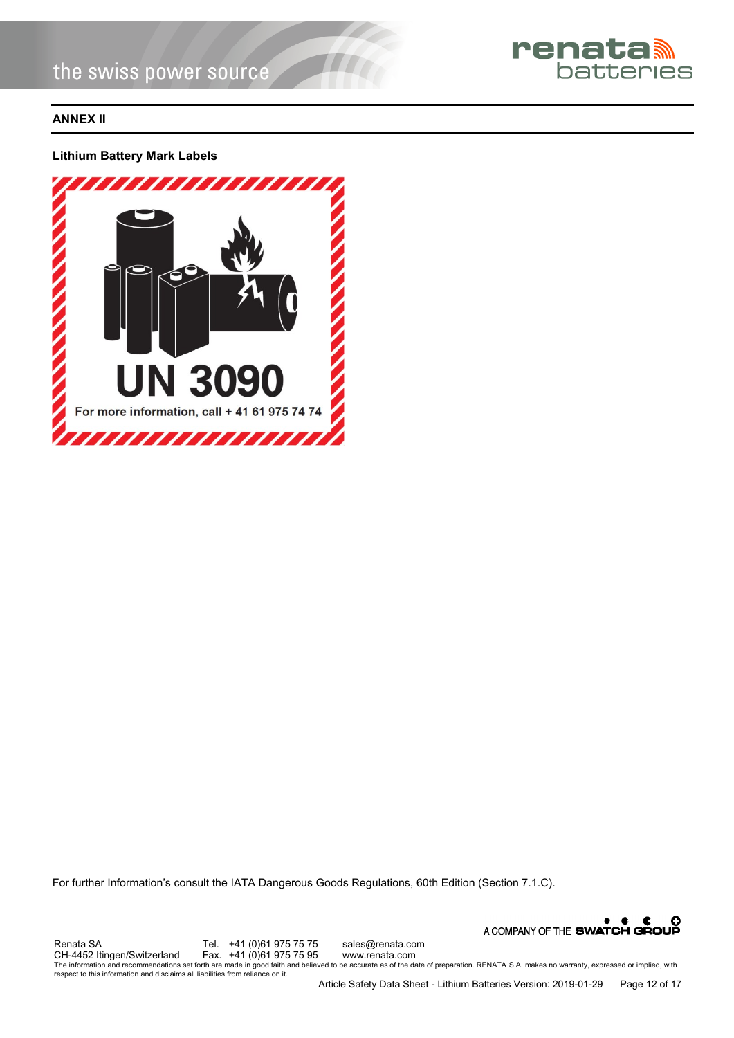**ANNEX II**

**Lithium Battery Mark Labels**

UN 3090

For more information, call + 41 61 975 74 74

For further Information's consult the IATA Dangerous Goods Regulations, 60th Edition (Section 7.1.C).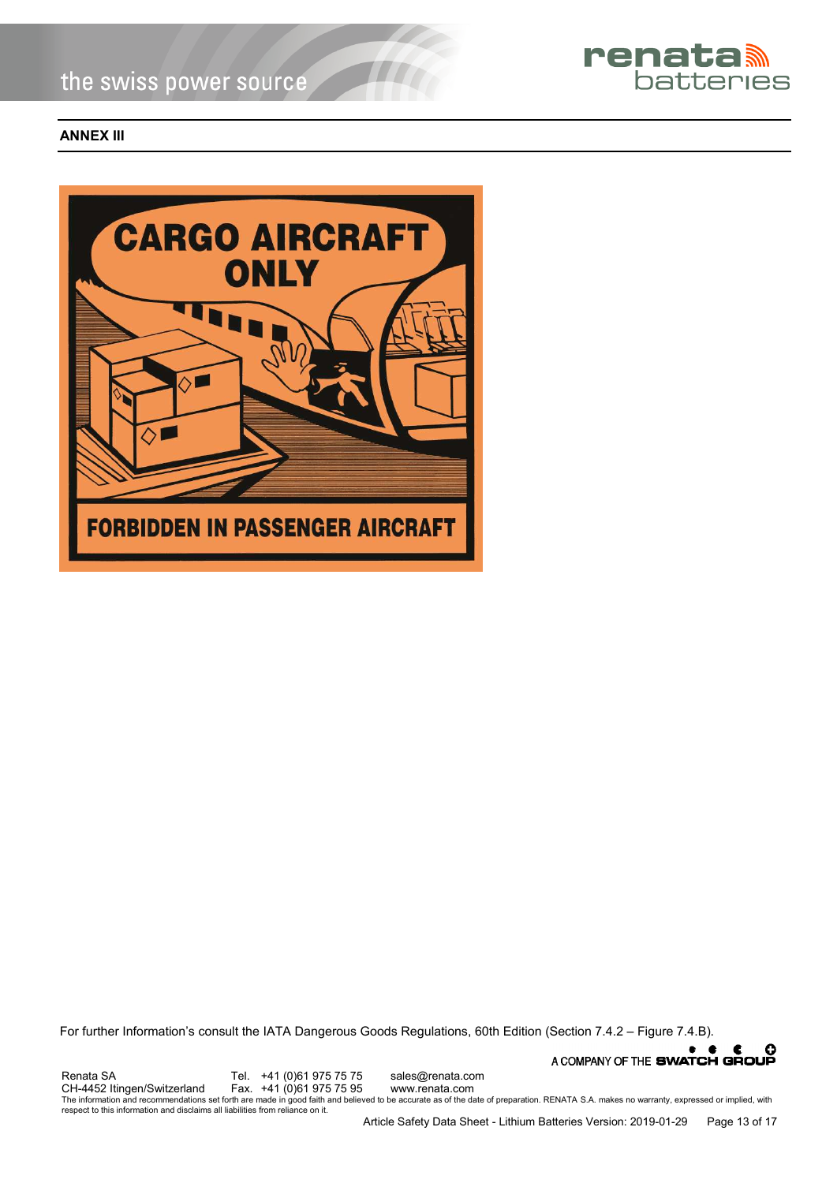**ANNEX III**

CARGO AIRCRAFT ONLY

FORBIDDEN IN PASSENGER AIRCRAFT

For further Information's consult the IATA Dangerous Goods Regulations, 60th Edition (Section 7.4.2 – Figure 7.4.B).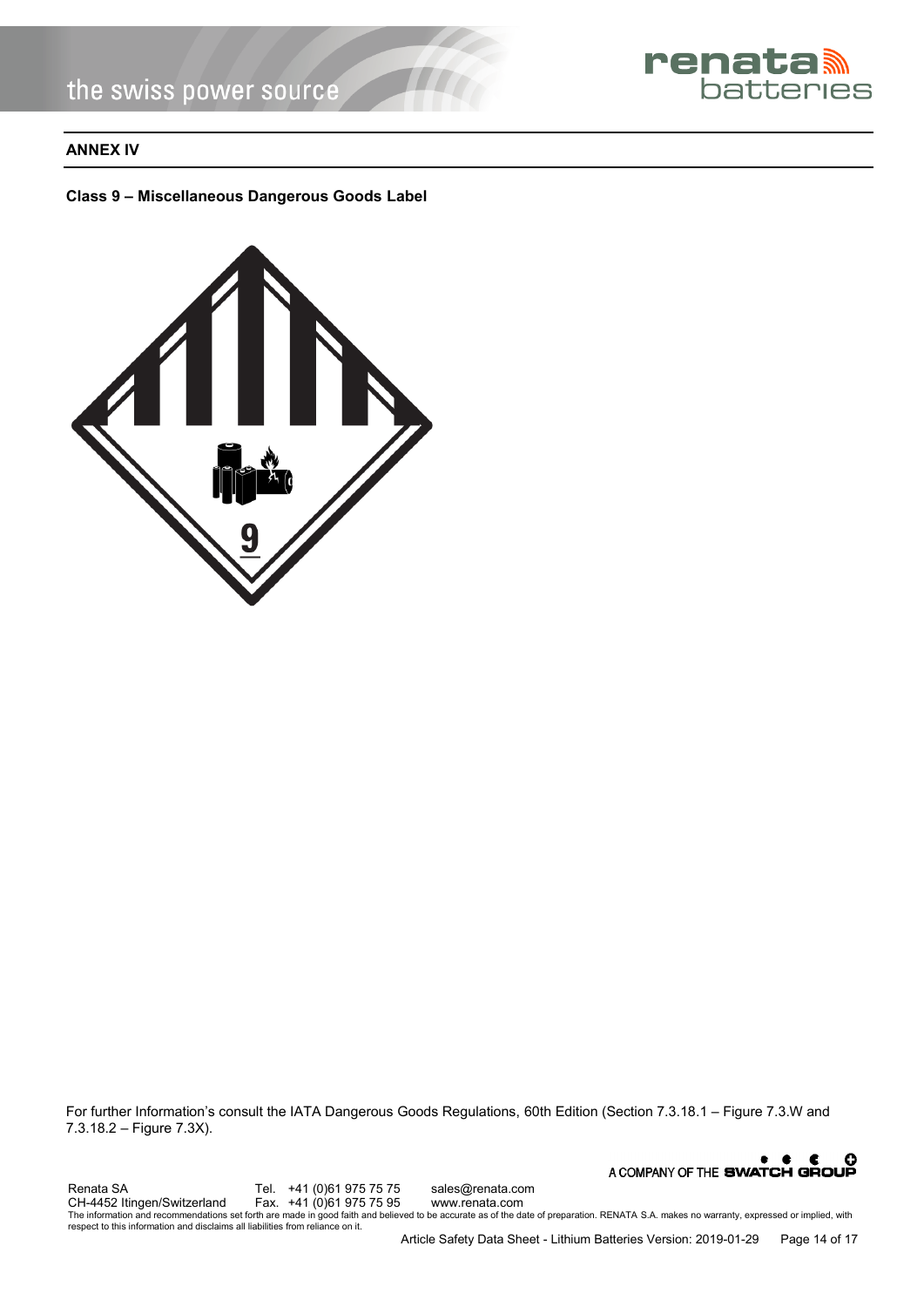## ANNEX IV

**Class 9 – Miscellaneous Dangerous Goods Label**

For further Information's consult the IATA Dangerous Goods Regulations, 60th Edition (Section 7.3.18.1 – Figure 7.3.W and 7.3.18.2 – Figure 7.3X).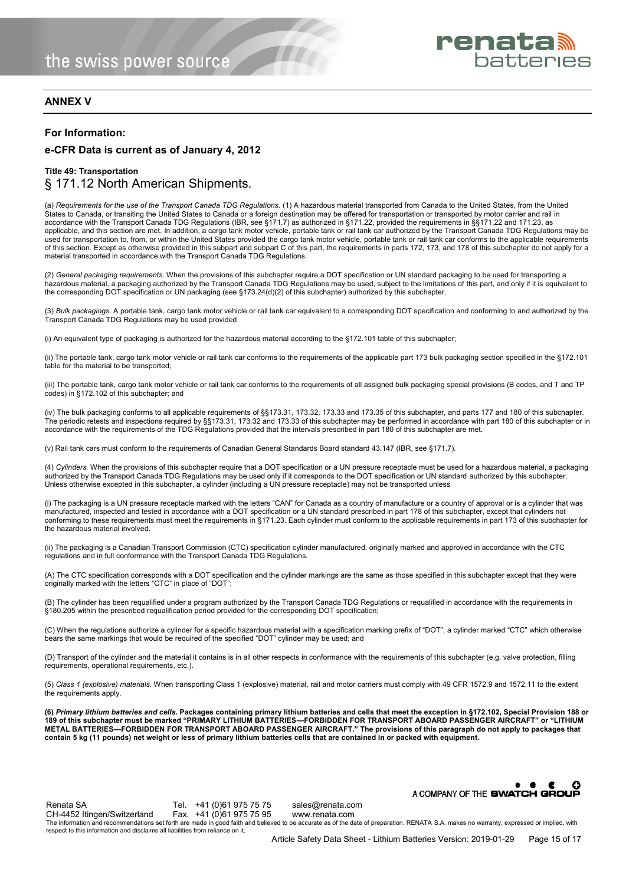## ANNEX V

### For Information:

### e-CFR Data is current as of January 4, 2012

**Title 49: Transportation**

## § 171.12 North American Shipments.

(a) *Requirements for the use of the Transport Canada TDG Regulations.* (1) A hazardous material transported from Canada to the United States, from the United States to Canada, or transiting the United States to Canada or a foreign destination may be offered for transportation or transported by motor carrier and rail in accordance with the Transport Canada TDG Regulations (IBR, see §171.7) as authorized in §171.22, provided the requirements in §§171.22 and 171.23, as applicable, and this section are met. In addition, a cargo tank motor vehicle, portable tank or rail tank car authorized by the Transport Canada TDG Regulations may be used for transportation to, from, or within the United States provided the cargo tank motor vehicle, portable tank or rail tank car conforms to the applicable requirements of this section. Except as otherwise provided in this subpart and subpart C of this part, the requirements in parts 172, 173, and 178 of this subchapter do not apply for a material transported in accordance with the Transport Canada TDG Regulations.

(2) *General packaging requirements*. When the provisions of this subchapter require a DOT specification or UN standard packaging to be used for transporting a hazardous material, a packaging authorized by the Transport Canada TDG Regulations may be used, subject to the limitations of this part, and only if it is equivalent to the corresponding DOT specification or UN packaging (see §173.24(d)(2) of this subchapter) authorized by this subchapter.

(3) *Bulk packagings*. A portable tank, cargo tank motor vehicle or rail tank car equivalent to a corresponding DOT specification and conforming to and authorized by the Transport Canada TDG Regulations may be used provided

(i) An equivalent type of packaging is authorized for the hazardous material according to the §172.101 table of this subchapter;

(ii) The portable tank, cargo tank motor vehicle or rail tank car conforms to the requirements of the applicable part 173 bulk packaging section specified in the §172.101 table for the material to be transported;

(iii) The portable tank, cargo tank motor vehicle or rail tank car conforms to the requirements of all assigned bulk packaging special provisions (B codes, and T and TP codes) in §172.102 of this subchapter; and

(iv) The bulk packaging conforms to all applicable requirements of §§173.31, 173.32, 173.33 and 173.35 of this subchapter, and parts 177 and 180 of this subchapter. The periodic retests and inspections required by §§173.31, 173.32 and 173.33 of this subchapter may be performed in accordance with part 180 of this subchapter or in accordance with the requirements of the TDG Regulations provided that the intervals prescribed in part 180 of this subchapter are met.

(v) Rail tank cars must conform to the requirements of Canadian General Standards Board standard 43.147 (IBR, see §171.7).

(4) *Cylinders*. When the provisions of this subchapter require that a DOT specification or a UN pressure receptacle must be used for a hazardous material, a packaging authorized by the Transport Canada TDG Regulations may be used only if it corresponds to the DOT specification or UN standard authorized by this subchapter. Unless otherwise excepted in this subchapter, a cylinder (including a UN pressure receptacle) may not be transported unless

(i) The packaging is a UN pressure receptacle marked with the letters "CAN" for Canada as a country of manufacture or a country of approval or is a cylinder that was manufactured, inspected and tested in accordance with a DOT specification or a UN standard prescribed in part 178 of this subchapter, except that cylinders not conforming to these requirements must meet the requirements in §171.23. Each cylinder must conform to the applicable requirements in part 173 of this subchapter for the hazardous material involved.

(ii) The packaging is a Canadian Transport Commission (CTC) specification cylinder manufactured, originally marked and approved in accordance with the CTC regulations and in full conformance with the Transport Canada TDG Regulations.

(A) The CTC specification corresponds with a DOT specification and the cylinder markings are the same as those specified in this subchapter except that they were originally marked with the letters "CTC" in place of "DOT";

(B) The cylinder has been requalified under a program authorized by the Transport Canada TDG Regulations or requalified in accordance with the requirements in §180.205 within the prescribed requalification period provided for the corresponding DOT specification;

(C) When the regulations authorize a cylinder for a specific hazardous material with a specification marking prefix of "DOT", a cylinder marked "CTC" which otherwise bears the same markings that would be required of the specified "DOT" cylinder may be used; and

(D) Transport of the cylinder and the material it contains is in all other respects in conformance with the requirements of this subchapter (e.g. valve protection, filling requirements, operational requirements, etc.).

(5) *Class 1 (explosive) materials*. When transporting Class 1 (explosive) material, rail and motor carriers must comply with 49 CFR 1572.9 and 1572.11 to the extent the requirements apply.

**(6) *Primary lithium batteries and cells.* Packages containing primary lithium batteries and cells that meet the exception in §172.102, Special Provision 188 or 189 of this subchapter must be marked "PRIMARY LITHIUM BATTERIES—FORBIDDEN FOR TRANSPORT ABOARD PASSENGER AIRCRAFT" or "LITHIUM METAL BATTERIES—FORBIDDEN FOR TRANSPORT ABOARD PASSENGER AIRCRAFT." The provisions of this paragraph do not apply to packages that contain 5 kg (11 pounds) net weight or less of primary lithium batteries cells that are contained in or packed with equipment.**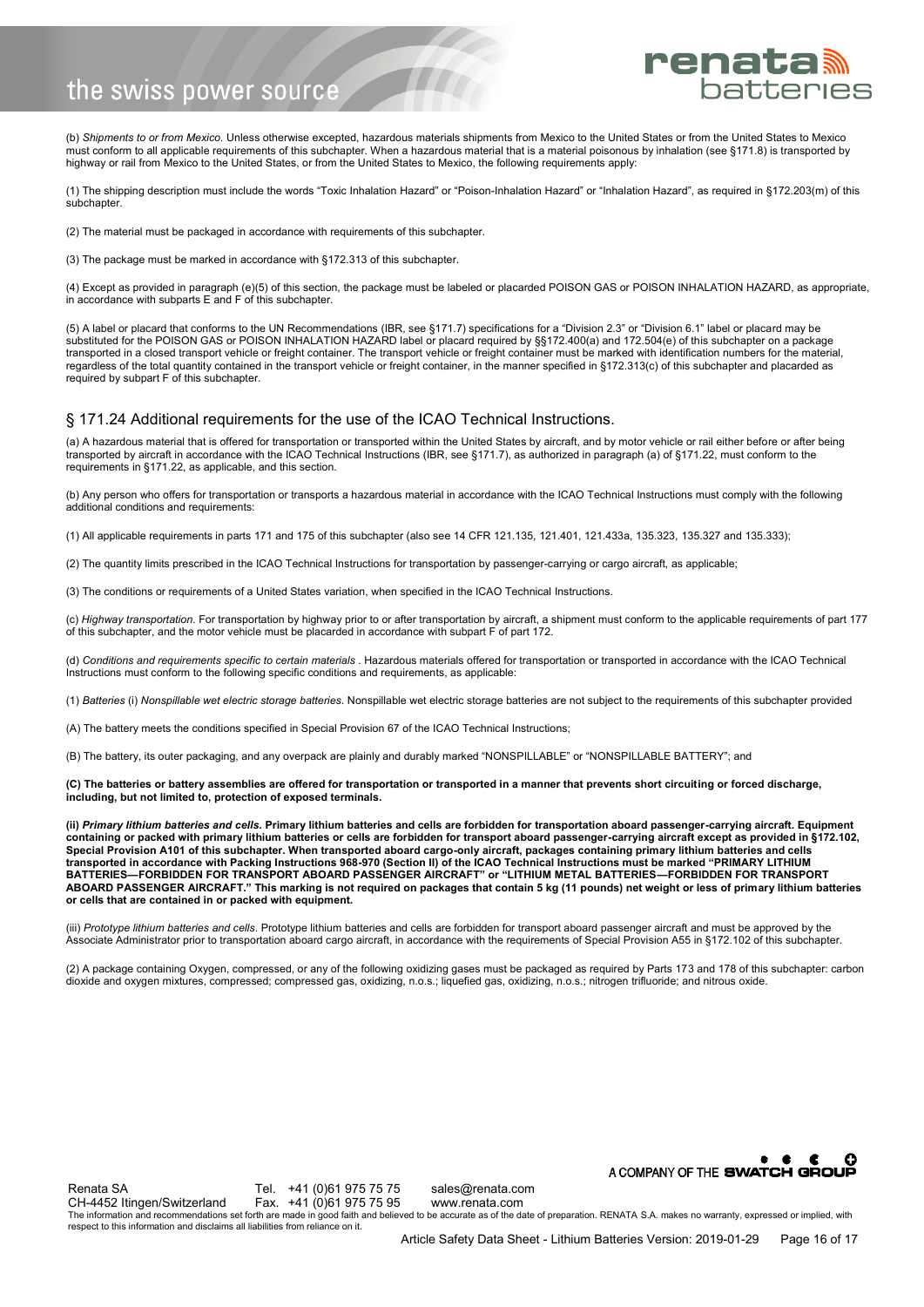(b) *Shipments to or from Mexico.* Unless otherwise excepted, hazardous materials shipments from Mexico to the United States or from the United States to Mexico must conform to all applicable requirements of this subchapter. When a hazardous material that is a material poisonous by inhalation (see §171.8) is transported by highway or rail from Mexico to the United States, or from the United States to Mexico, the following requirements apply:

(1) The shipping description must include the words "Toxic Inhalation Hazard" or "Poison-Inhalation Hazard" or "Inhalation Hazard", as required in §172.203(m) of this subchapter.

(2) The material must be packaged in accordance with requirements of this subchapter.

(3) The package must be marked in accordance with §172.313 of this subchapter.

(4) Except as provided in paragraph (e)(5) of this section, the package must be labeled or placarded POISON GAS or POISON INHALATION HAZARD, as appropriate, in accordance with subparts E and F of this subchapter.

(5) A label or placard that conforms to the UN Recommendations (IBR, see §171.7) specifications for a "Division 2.3" or "Division 6.1" label or placard may be substituted for the POISON GAS or POISON INHALATION HAZARD label or placard required by §§172.400(a) and 172.504(e) of this subchapter on a package transported in a closed transport vehicle or freight container. The transport vehicle or freight container must be marked with identification numbers for the material, regardless of the total quantity contained in the transport vehicle or freight container, in the manner specified in §172.313(c) of this subchapter and placarded as required by subpart F of this subchapter.

## § 171.24 Additional requirements for the use of the ICAO Technical Instructions.

(a) A hazardous material that is offered for transportation or transported within the United States by aircraft, and by motor vehicle or rail either before or after being transported by aircraft in accordance with the ICAO Technical Instructions (IBR, see §171.7), as authorized in paragraph (a) of §171.22, must conform to the requirements in §171.22, as applicable, and this section.

(b) Any person who offers for transportation or transports a hazardous material in accordance with the ICAO Technical Instructions must comply with the following additional conditions and requirements:

(1) All applicable requirements in parts 171 and 175 of this subchapter (also see 14 CFR 121.135, 121.401, 121.433a, 135.323, 135.327 and 135.333);

(2) The quantity limits prescribed in the ICAO Technical Instructions for transportation by passenger-carrying or cargo aircraft, as applicable;

(3) The conditions or requirements of a United States variation, when specified in the ICAO Technical Instructions.

(c) *Highway transportation*. For transportation by highway prior to or after transportation by aircraft, a shipment must conform to the applicable requirements of part 177 of this subchapter, and the motor vehicle must be placarded in accordance with subpart F of part 172.

(d) *Conditions and requirements specific to certain materials* . Hazardous materials offered for transportation or transported in accordance with the ICAO Technical Instructions must conform to the following specific conditions and requirements, as applicable:

(1) *Batteries* (i) *Nonspillable wet electric storage batteries*. Nonspillable wet electric storage batteries are not subject to the requirements of this subchapter provided

(A) The battery meets the conditions specified in Special Provision 67 of the ICAO Technical Instructions;

(B) The battery, its outer packaging, and any overpack are plainly and durably marked "NONSPILLABLE" or "NONSPILLABLE BATTERY"; and

**(C) The batteries or battery assemblies are offered for transportation or transported in a manner that prevents short circuiting or forced discharge, including, but not limited to, protection of exposed terminals.**

**(ii) *Primary lithium batteries and cells.* Primary lithium batteries and cells are forbidden for transportation aboard passenger-carrying aircraft. Equipment containing or packed with primary lithium batteries or cells are forbidden for transport aboard passenger-carrying aircraft except as provided in §172.102, Special Provision A101 of this subchapter. When transported aboard cargo-only aircraft, packages containing primary lithium batteries and cells transported in accordance with Packing Instructions 968-970 (Section II) of the ICAO Technical Instructions must be marked "PRIMARY LITHIUM BATTERIES—FORBIDDEN FOR TRANSPORT ABOARD PASSENGER AIRCRAFT" or "LITHIUM METAL BATTERIES—FORBIDDEN FOR TRANSPORT ABOARD PASSENGER AIRCRAFT." This marking is not required on packages that contain 5 kg (11 pounds) net weight or less of primary lithium batteries or cells that are contained in or packed with equipment.**

(iii) *Prototype lithium batteries and cells*. Prototype lithium batteries and cells are forbidden for transport aboard passenger aircraft and must be approved by the Associate Administrator prior to transportation aboard cargo aircraft, in accordance with the requirements of Special Provision A55 in §172.102 of this subchapter.

(2) A package containing Oxygen, compressed, or any of the following oxidizing gases must be packaged as required by Parts 173 and 178 of this subchapter: carbon dioxide and oxygen mixtures, compressed; compressed gas, oxidizing, n.o.s.; liquefied gas, oxidizing, n.o.s.; nitrogen trifluoride; and nitrous oxide.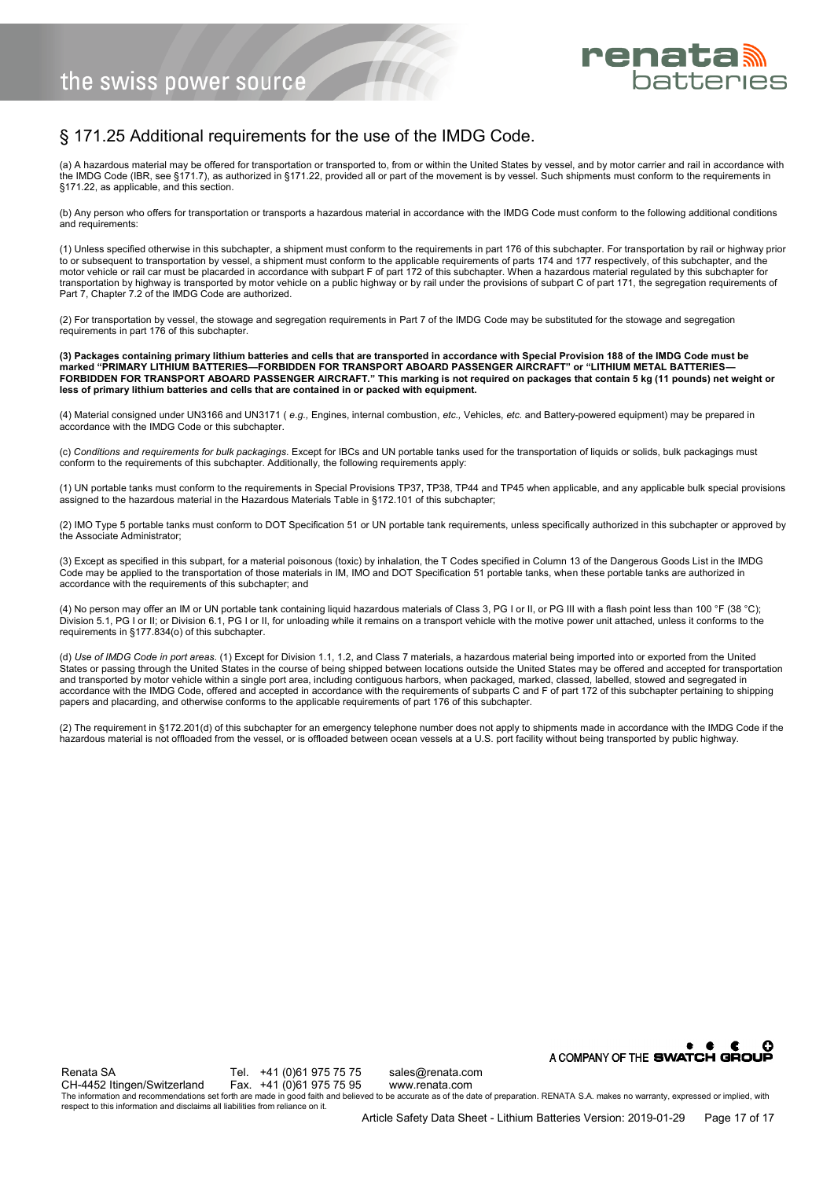## § 171.25 Additional requirements for the use of the IMDG Code.

(a) A hazardous material may be offered for transportation or transported to, from or within the United States by vessel, and by motor carrier and rail in accordance with the IMDG Code (IBR, see §171.7), as authorized in §171.22, provided all or part of the movement is by vessel. Such shipments must conform to the requirements in §171.22, as applicable, and this section.

(b) Any person who offers for transportation or transports a hazardous material in accordance with the IMDG Code must conform to the following additional conditions and requirements:

(1) Unless specified otherwise in this subchapter, a shipment must conform to the requirements in part 176 of this subchapter. For transportation by rail or highway prior to or subsequent to transportation by vessel, a shipment must conform to the applicable requirements of parts 174 and 177 respectively, of this subchapter, and the motor vehicle or rail car must be placarded in accordance with subpart F of part 172 of this subchapter. When a hazardous material regulated by this subchapter for transportation by highway is transported by motor vehicle on a public highway or by rail under the provisions of subpart C of part 171, the segregation requirements of Part 7, Chapter 7.2 of the IMDG Code are authorized.

(2) For transportation by vessel, the stowage and segregation requirements in Part 7 of the IMDG Code may be substituted for the stowage and segregation requirements in part 176 of this subchapter.

**(3) Packages containing primary lithium batteries and cells that are transported in accordance with Special Provision 188 of the IMDG Code must be marked "PRIMARY LITHIUM BATTERIES—FORBIDDEN FOR TRANSPORT ABOARD PASSENGER AIRCRAFT" or "LITHIUM METAL BATTERIES—FORBIDDEN FOR TRANSPORT ABOARD PASSENGER AIRCRAFT." This marking is not required on packages that contain 5 kg (11 pounds) net weight or less of primary lithium batteries and cells that are contained in or packed with equipment.**

(4) Material consigned under UN3166 and UN3171 ( *e.g.,* Engines, internal combustion, *etc.,* Vehicles, *etc.* and Battery-powered equipment) may be prepared in accordance with the IMDG Code or this subchapter.

(c) *Conditions and requirements for bulk packagings.* Except for IBCs and UN portable tanks used for the transportation of liquids or solids, bulk packagings must conform to the requirements of this subchapter. Additionally, the following requirements apply:

(1) UN portable tanks must conform to the requirements in Special Provisions TP37, TP38, TP44 and TP45 when applicable, and any applicable bulk special provisions assigned to the hazardous material in the Hazardous Materials Table in §172.101 of this subchapter;

(2) IMO Type 5 portable tanks must conform to DOT Specification 51 or UN portable tank requirements, unless specifically authorized in this subchapter or approved by the Associate Administrator;

(3) Except as specified in this subpart, for a material poisonous (toxic) by inhalation, the T Codes specified in Column 13 of the Dangerous Goods List in the IMDG Code may be applied to the transportation of those materials in IM, IMO and DOT Specification 51 portable tanks, when these portable tanks are authorized in accordance with the requirements of this subchapter; and

(4) No person may offer an IM or UN portable tank containing liquid hazardous materials of Class 3, PG I or II, or PG III with a flash point less than 100 °F (38 °C); Division 5.1, PG I or II; or Division 6.1, PG I or II, for unloading while it remains on a transport vehicle with the motive power unit attached, unless it conforms to the requirements in §177.834(o) of this subchapter.

(d) *Use of IMDG Code in port areas.* (1) Except for Division 1.1, 1.2, and Class 7 materials, a hazardous material being imported into or exported from the United States or passing through the United States in the course of being shipped between locations outside the United States may be offered and accepted for transportation and transported by motor vehicle within a single port area, including contiguous harbors, when packaged, marked, classed, labelled, stowed and segregated in accordance with the IMDG Code, offered and accepted in accordance with the requirements of subparts C and F of part 172 of this subchapter pertaining to shipping papers and placarding, and otherwise conforms to the applicable requirements of part 176 of this subchapter.

(2) The requirement in §172.201(d) of this subchapter for an emergency telephone number does not apply to shipments made in accordance with the IMDG Code if the hazardous material is not offloaded from the vessel, or is offloaded between ocean vessels at a U.S. port facility without being transported by public highway.